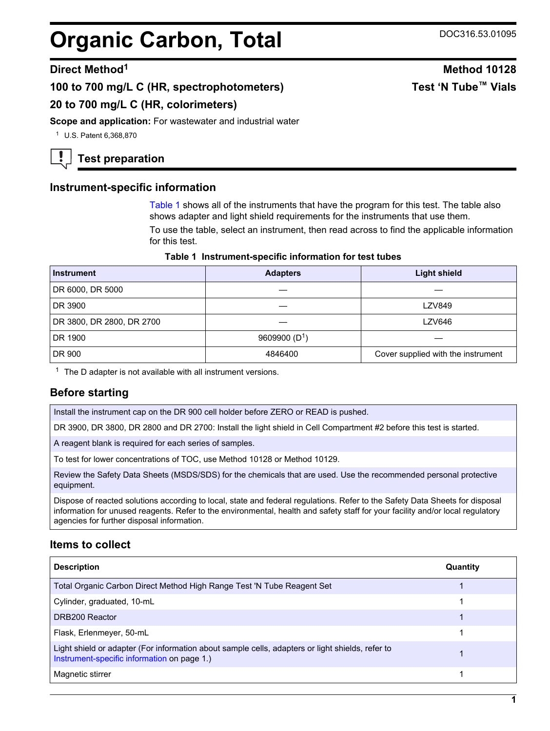# Organic Carbon, Total

DOC316.53.01095

## Direct Method[1]

## Method 10128

**100 to 700 mg/L C (HR, spectrophotometers)**

**Test 'N Tube™ Vials**

**20 to 700 mg/L C (HR, colorimeters)**

**Scope and application:** For wastewater and industrial water

[1] U.S. Patent 6,368,870

## Test preparation

### Instrument-specific information

Table 1 shows all of the instruments that have the program for this test. The table also shows adapter and light shield requirements for the instruments that use them.

To use the table, select an instrument, then read across to find the applicable information for this test.

**Table 1 Instrument-specific information for test tubes**

| Instrument | Adapters | Light shield |
|---|---|---|
| DR 6000, DR 5000 | — | — |
| DR 3900 | — | LZV849 |
| DR 3800, DR 2800, DR 2700 | — | LZV646 |
| DR 1900 | 9609900 (D[1]) | — |
| DR 900 | 4846400 | Cover supplied with the instrument |

[1] The D adapter is not available with all instrument versions.

### Before starting

Install the instrument cap on the DR 900 cell holder before ZERO or READ is pushed.

DR 3900, DR 3800, DR 2800 and DR 2700: Install the light shield in Cell Compartment #2 before this test is started.

A reagent blank is required for each series of samples.

To test for lower concentrations of TOC, use Method 10128 or Method 10129.

Review the Safety Data Sheets (MSDS/SDS) for the chemicals that are used. Use the recommended personal protective equipment.

Dispose of reacted solutions according to local, state and federal regulations. Refer to the Safety Data Sheets for disposal information for unused reagents. Refer to the environmental, health and safety staff for your facility and/or local regulatory agencies for further disposal information.

### Items to collect

| Description | Quantity |
|---|---|
| Total Organic Carbon Direct Method High Range Test 'N Tube Reagent Set | 1 |
| Cylinder, graduated, 10-mL | 1 |
| DRB200 Reactor | 1 |
| Flask, Erlenmeyer, 50-mL | 1 |
| Light shield or adapter (For information about sample cells, adapters or light shields, refer to Instrument-specific information on page 1.) | 1 |
| Magnetic stirrer | 1 |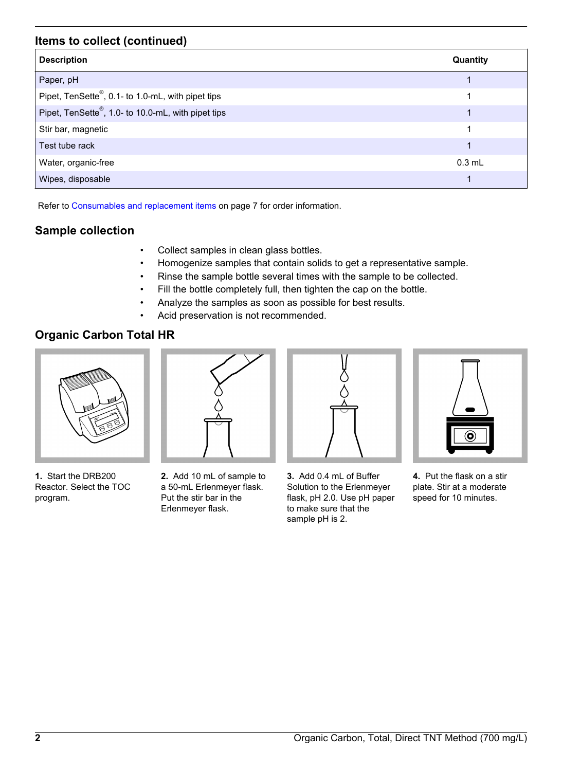## Items to collect (continued)

| Description | Quantity |
| --- | --- |
| Paper, pH | 1 |
| Pipet, TenSette®, 0.1- to 1.0-mL, with pipet tips | 1 |
| Pipet, TenSette®, 1.0- to 10.0-mL, with pipet tips | 1 |
| Stir bar, magnetic | 1 |
| Test tube rack | 1 |
| Water, organic-free | 0.3 mL |
| Wipes, disposable | 1 |

Refer to Consumables and replacement items on page 7 for order information.

## Sample collection

- Collect samples in clean glass bottles.
- Homogenize samples that contain solids to get a representative sample.
- Rinse the sample bottle several times with the sample to be collected.
- Fill the bottle completely full, then tighten the cap on the bottle.
- Analyze the samples as soon as possible for best results.
- Acid preservation is not recommended.

## Organic Carbon Total HR

**1.** Start the DRB200 Reactor. Select the TOC program.

**2.** Add 10 mL of sample to a 50-mL Erlenmeyer flask. Put the stir bar in the Erlenmeyer flask.

**3.** Add 0.4 mL of Buffer Solution to the Erlenmeyer flask, pH 2.0. Use pH paper to make sure that the sample pH is 2.

**4.** Put the flask on a stir plate. Stir at a moderate speed for 10 minutes.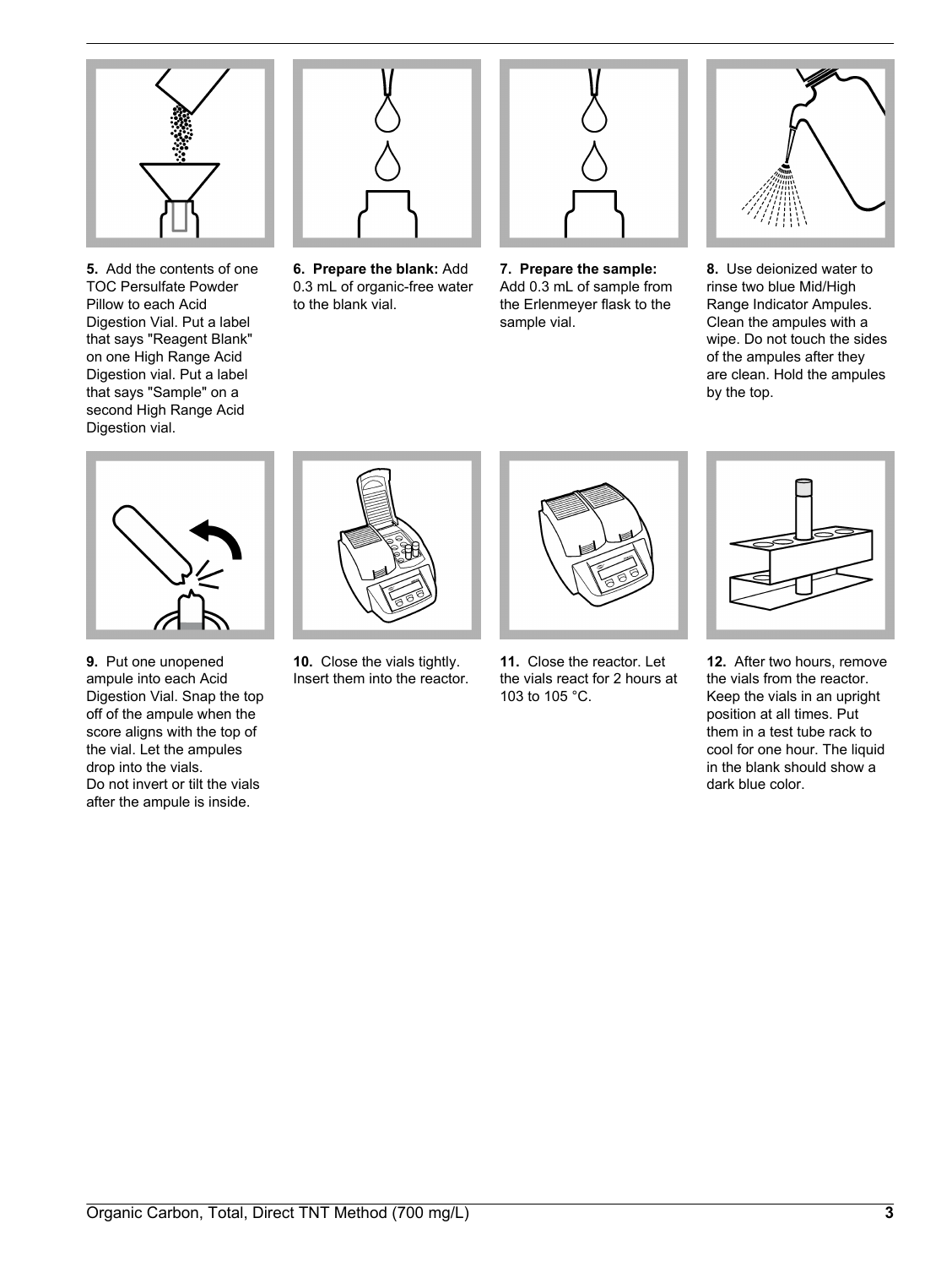**5.** Add the contents of one TOC Persulfate Powder Pillow to each Acid Digestion Vial. Put a label that says "Reagent Blank" on one High Range Acid Digestion vial. Put a label that says "Sample" on a second High Range Acid Digestion vial.

**6. Prepare the blank:** Add 0.3 mL of organic-free water to the blank vial.

**7. Prepare the sample:** Add 0.3 mL of sample from the Erlenmeyer flask to the sample vial.

**8.** Use deionized water to rinse two blue Mid/High Range Indicator Ampules. Clean the ampules with a wipe. Do not touch the sides of the ampules after they are clean. Hold the ampules by the top.

**9.** Put one unopened ampule into each Acid Digestion Vial. Snap the top off of the ampule when the score aligns with the top of the vial. Let the ampules drop into the vials.
Do not invert or tilt the vials after the ampule is inside.

**10.** Close the vials tightly. Insert them into the reactor.

**11.** Close the reactor. Let the vials react for 2 hours at 103 to 105 °C.

**12.** After two hours, remove the vials from the reactor. Keep the vials in an upright position at all times. Put them in a test tube rack to cool for one hour. The liquid in the blank should show a dark blue color.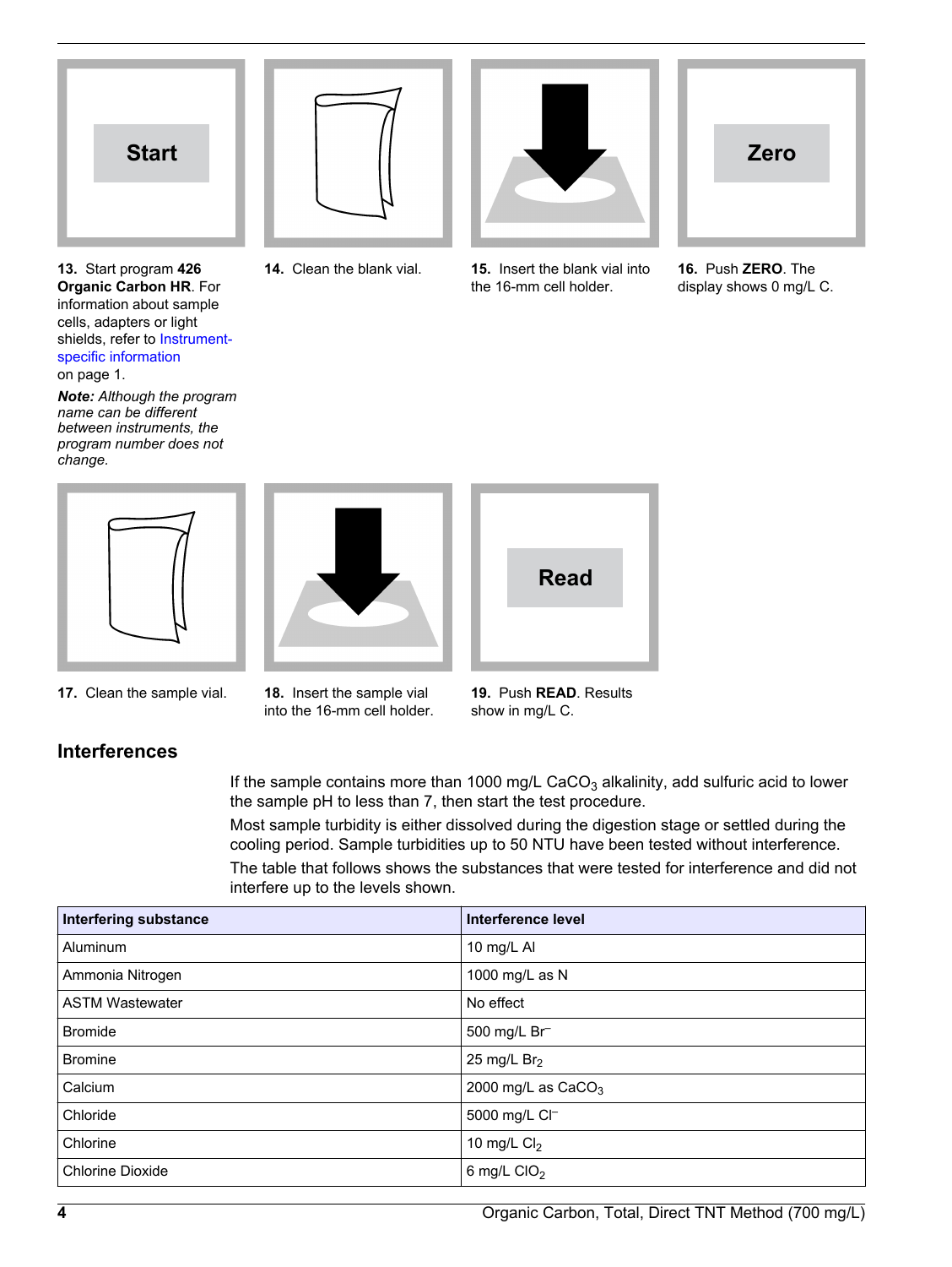Start

**13.** Start program **426 Organic Carbon HR**. For information about sample cells, adapters or light shields, refer to Instrument-specific information on page 1.

***Note:*** *Although the program name can be different between instruments, the program number does not change.*

**14.** Clean the blank vial.

**15.** Insert the blank vial into the 16-mm cell holder.

Zero

**16.** Push **ZERO**. The display shows 0 mg/L C.

**17.** Clean the sample vial.

**18.** Insert the sample vial into the 16-mm cell holder.

Read

**19.** Push **READ**. Results show in mg/L C.

## Interferences

If the sample contains more than 1000 mg/L $CaCO_3$ alkalinity, add sulfuric acid to lower the sample pH to less than 7, then start the test procedure.

Most sample turbidity is either dissolved during the digestion stage or settled during the cooling period. Sample turbidities up to 50 NTU have been tested without interference.

The table that follows shows the substances that were tested for interference and did not interfere up to the levels shown.

| Interfering substance | Interference level |
|---|---|
| Aluminum | 10 mg/L Al |
| Ammonia Nitrogen | 1000 mg/L as N |
| ASTM Wastewater | No effect |
| Bromide | 500 mg/L $Br^-$ |
| Bromine | 25 mg/L $Br_2$ |
| Calcium | 2000 mg/L as $CaCO_3$ |
| Chloride | 5000 mg/L $Cl^-$ |
| Chlorine | 10 mg/L $Cl_2$ |
| Chlorine Dioxide | 6 mg/L $ClO_2$ |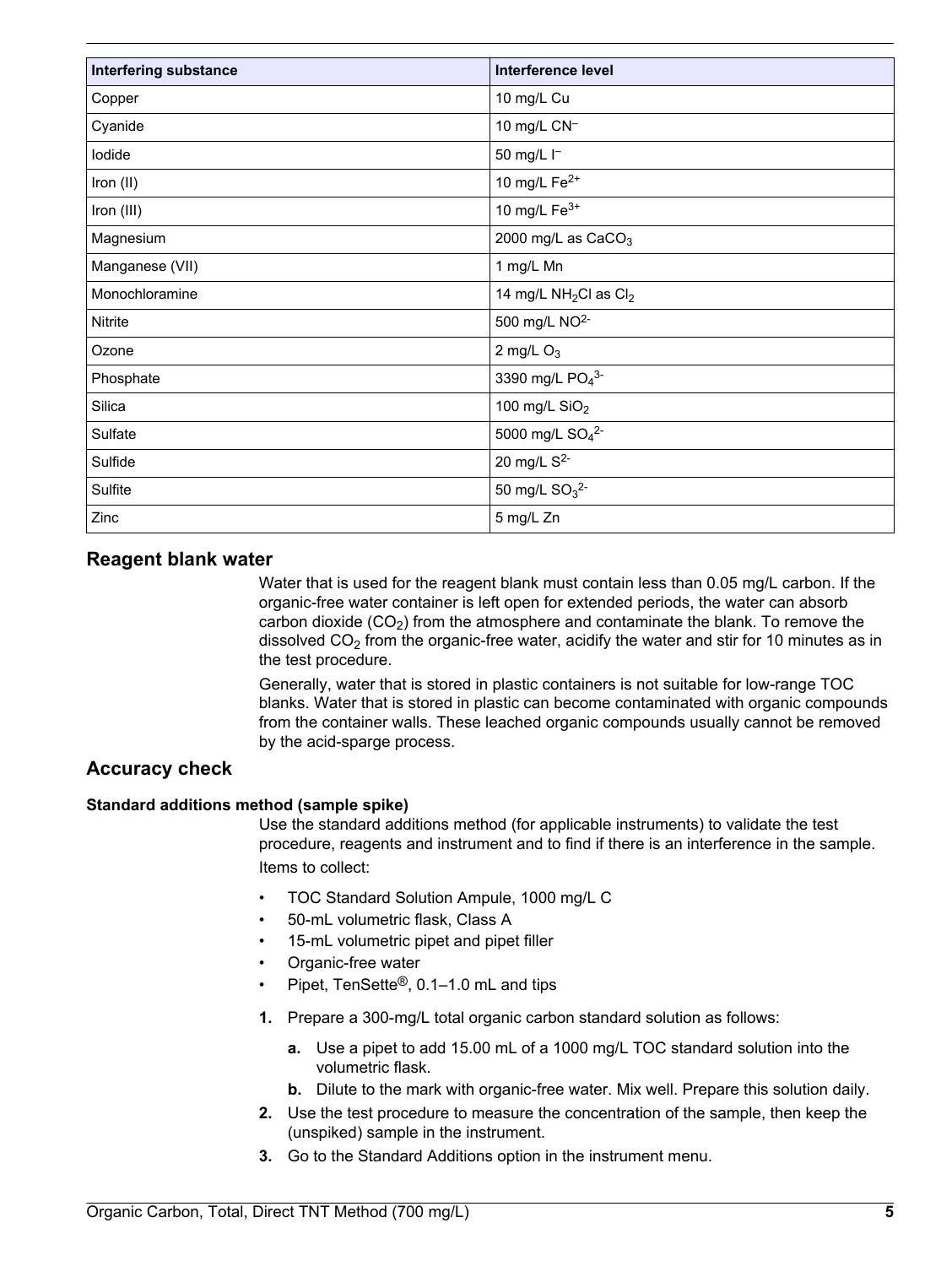| Interfering substance | Interference level |
| --- | --- |
| Copper | 10 mg/L Cu |
| Cyanide | 10 mg/L $CN^-$ |
| Iodide | 50 mg/L $I^-$ |
| Iron (II) | 10 mg/L $Fe^{2+}$ |
| Iron (III) | 10 mg/L $Fe^{3+}$ |
| Magnesium | 2000 mg/L as $CaCO_3$ |
| Manganese (VII) | 1 mg/L Mn |
| Monochloramine | 14 mg/L $NH_2Cl$ as $Cl_2$ |
| Nitrite | 500 mg/L $NO^{2-}$ |
| Ozone | 2 mg/L $O_3$ |
| Phosphate | 3390 mg/L $PO_4^{3-}$ |
| Silica | 100 mg/L $SiO_2$ |
| Sulfate | 5000 mg/L $SO_4^{2-}$ |
| Sulfide | 20 mg/L $S^{2-}$ |
| Sulfite | 50 mg/L $SO_3^{2-}$ |
| Zinc | 5 mg/L Zn |

## Reagent blank water

Water that is used for the reagent blank must contain less than 0.05 mg/L carbon. If the organic-free water container is left open for extended periods, the water can absorb carbon dioxide ($CO_2$) from the atmosphere and contaminate the blank. To remove the dissolved $CO_2$ from the organic-free water, acidify the water and stir for 10 minutes as in the test procedure.

Generally, water that is stored in plastic containers is not suitable for low-range TOC blanks. Water that is stored in plastic can become contaminated with organic compounds from the container walls. These leached organic compounds usually cannot be removed by the acid-sparge process.

## Accuracy check

### Standard additions method (sample spike)

Use the standard additions method (for applicable instruments) to validate the test procedure, reagents and instrument and to find if there is an interference in the sample.

Items to collect:

- TOC Standard Solution Ampule, 1000 mg/L C
- 50-mL volumetric flask, Class A
- 15-mL volumetric pipet and pipet filler
- Organic-free water
- Pipet, TenSette®, 0.1–1.0 mL and tips

1. Prepare a 300-mg/L total organic carbon standard solution as follows:
   a. Use a pipet to add 15.00 mL of a 1000 mg/L TOC standard solution into the volumetric flask.
   b. Dilute to the mark with organic-free water. Mix well. Prepare this solution daily.
2. Use the test procedure to measure the concentration of the sample, then keep the (unspiked) sample in the instrument.
3. Go to the Standard Additions option in the instrument menu.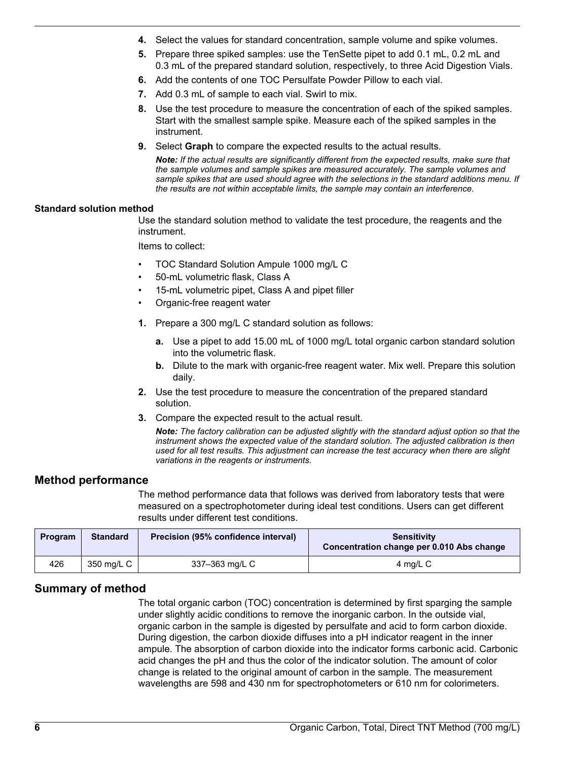4. Select the values for standard concentration, sample volume and spike volumes.
5. Prepare three spiked samples: use the TenSette pipet to add 0.1 mL, 0.2 mL and 0.3 mL of the prepared standard solution, respectively, to three Acid Digestion Vials.
6. Add the contents of one TOC Persulfate Powder Pillow to each vial.
7. Add 0.3 mL of sample to each vial. Swirl to mix.
8. Use the test procedure to measure the concentration of each of the spiked samples. Start with the smallest sample spike. Measure each of the spiked samples in the instrument.
9. Select **Graph** to compare the expected results to the actual results.

   ***Note:*** *If the actual results are significantly different from the expected results, make sure that the sample volumes and sample spikes are measured accurately. The sample volumes and sample spikes that are used should agree with the selections in the standard additions menu. If the results are not within acceptable limits, the sample may contain an interference.*

#### Standard solution method

Use the standard solution method to validate the test procedure, the reagents and the instrument.

Items to collect:

- TOC Standard Solution Ampule 1000 mg/L C
- 50-mL volumetric flask, Class A
- 15-mL volumetric pipet, Class A and pipet filler
- Organic-free reagent water

1. Prepare a 300 mg/L C standard solution as follows:
   a. Use a pipet to add 15.00 mL of 1000 mg/L total organic carbon standard solution into the volumetric flask.
   b. Dilute to the mark with organic-free reagent water. Mix well. Prepare this solution daily.
2. Use the test procedure to measure the concentration of the prepared standard solution.
3. Compare the expected result to the actual result.

   ***Note:*** *The factory calibration can be adjusted slightly with the standard adjust option so that the instrument shows the expected value of the standard solution. The adjusted calibration is then used for all test results. This adjustment can increase the test accuracy when there are slight variations in the reagents or instruments.*

## Method performance

The method performance data that follows was derived from laboratory tests that were measured on a spectrophotometer during ideal test conditions. Users can get different results under different test conditions.

| Program | Standard | Precision (95% confidence interval) | Sensitivity<br>Concentration change per 0.010 Abs change |
|---|---|---|---|
| 426 | 350 mg/L C | 337–363 mg/L C | 4 mg/L C |

## Summary of method

The total organic carbon (TOC) concentration is determined by first sparging the sample under slightly acidic conditions to remove the inorganic carbon. In the outside vial, organic carbon in the sample is digested by persulfate and acid to form carbon dioxide. During digestion, the carbon dioxide diffuses into a pH indicator reagent in the inner ampule. The absorption of carbon dioxide into the indicator forms carbonic acid. Carbonic acid changes the pH and thus the color of the indicator solution. The amount of color change is related to the original amount of carbon in the sample. The measurement wavelengths are 598 and 430 nm for spectrophotometers or 610 nm for colorimeters.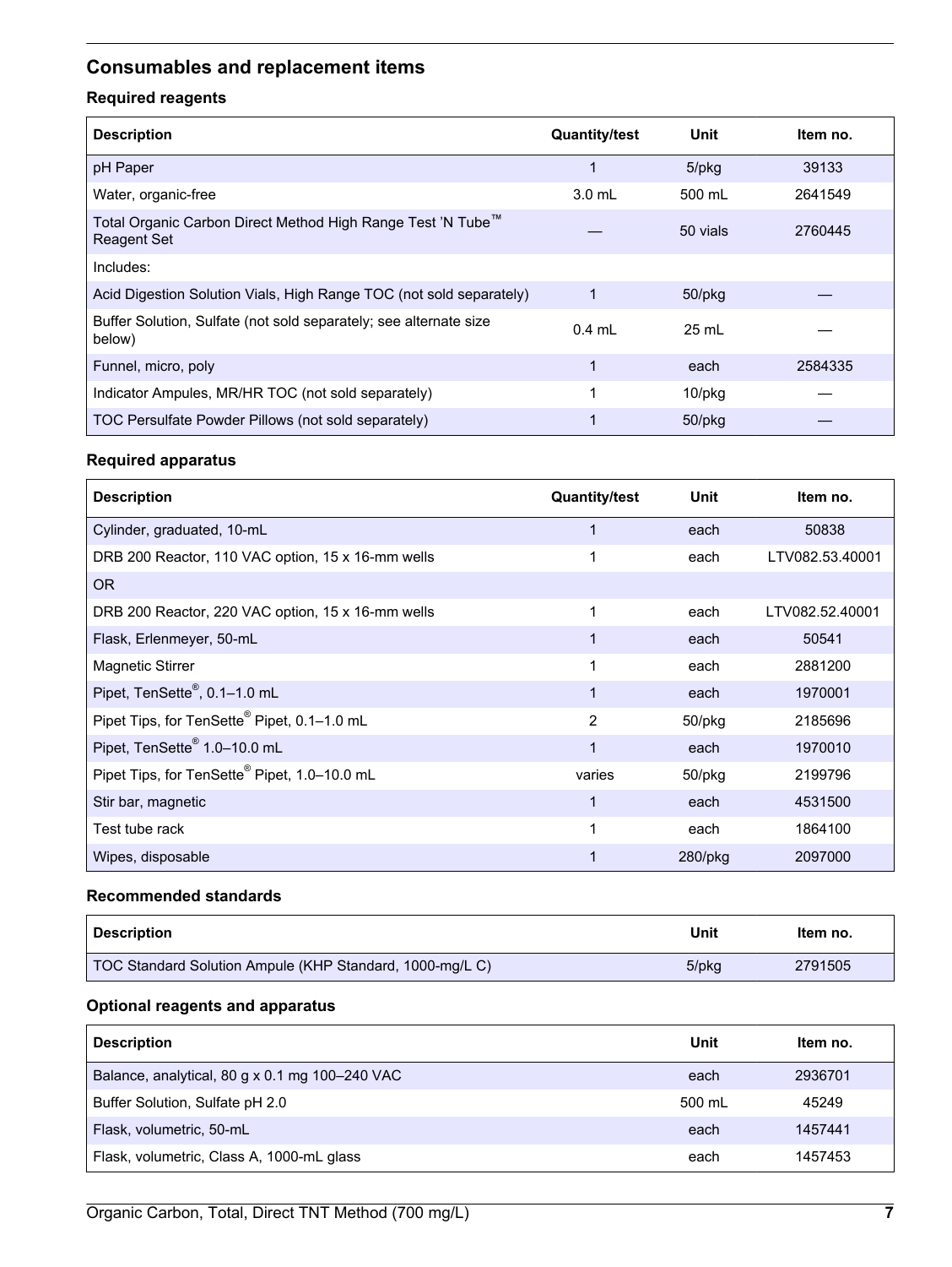## Consumables and replacement items

### Required reagents

| Description | Quantity/test | Unit | Item no. |
|---|---|---|---|
| pH Paper | 1 | 5/pkg | 39133 |
| Water, organic-free | 3.0 mL | 500 mL | 2641549 |
| Total Organic Carbon Direct Method High Range Test 'N Tube™ Reagent Set | — | 50 vials | 2760445 |
| Includes: | | | |
| Acid Digestion Solution Vials, High Range TOC (not sold separately) | 1 | 50/pkg | — |
| Buffer Solution, Sulfate (not sold separately; see alternate size below) | 0.4 mL | 25 mL | — |
| Funnel, micro, poly | 1 | each | 2584335 |
| Indicator Ampules, MR/HR TOC (not sold separately) | 1 | 10/pkg | — |
| TOC Persulfate Powder Pillows (not sold separately) | 1 | 50/pkg | — |

### Required apparatus

| Description | Quantity/test | Unit | Item no. |
|---|---|---|---|
| Cylinder, graduated, 10-mL | 1 | each | 50838 |
| DRB 200 Reactor, 110 VAC option, 15 x 16-mm wells | 1 | each | LTV082.53.40001 |
| OR | | | |
| DRB 200 Reactor, 220 VAC option, 15 x 16-mm wells | 1 | each | LTV082.52.40001 |
| Flask, Erlenmeyer, 50-mL | 1 | each | 50541 |
| Magnetic Stirrer | 1 | each | 2881200 |
| Pipet, TenSette®, 0.1–1.0 mL | 1 | each | 1970001 |
| Pipet Tips, for TenSette® Pipet, 0.1–1.0 mL | 2 | 50/pkg | 2185696 |
| Pipet, TenSette® 1.0–10.0 mL | 1 | each | 1970010 |
| Pipet Tips, for TenSette® Pipet, 1.0–10.0 mL | varies | 50/pkg | 2199796 |
| Stir bar, magnetic | 1 | each | 4531500 |
| Test tube rack | 1 | each | 1864100 |
| Wipes, disposable | 1 | 280/pkg | 2097000 |

### Recommended standards

| Description | Unit | Item no. |
|---|---|---|
| TOC Standard Solution Ampule (KHP Standard, 1000-mg/L C) | 5/pkg | 2791505 |

### Optional reagents and apparatus

| Description | Unit | Item no. |
|---|---|---|
| Balance, analytical, 80 g x 0.1 mg 100–240 VAC | each | 2936701 |
| Buffer Solution, Sulfate pH 2.0 | 500 mL | 45249 |
| Flask, volumetric, 50-mL | each | 1457441 |
| Flask, volumetric, Class A, 1000-mL glass | each | 1457453 |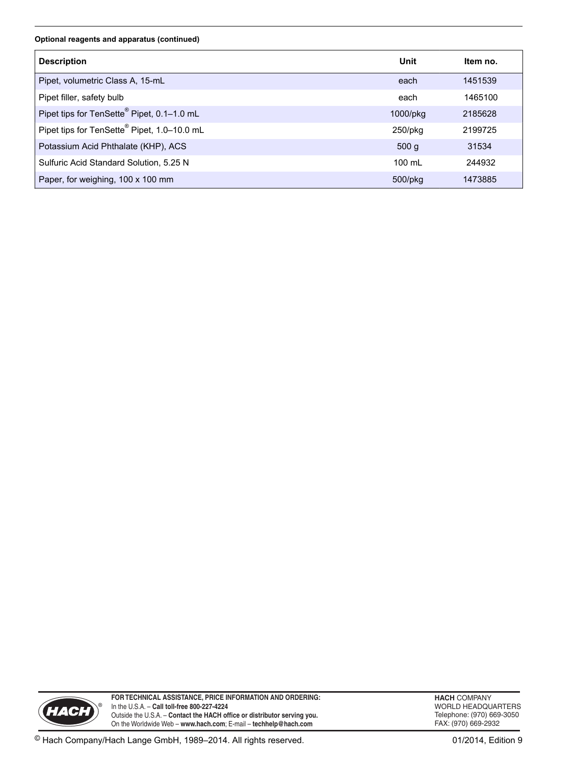**Optional reagents and apparatus (continued)**

| Description | Unit | Item no. |
|---|---|---|
| Pipet, volumetric Class A, 15-mL | each | 1451539 |
| Pipet filler, safety bulb | each | 1465100 |
| Pipet tips for TenSette® Pipet, 0.1–1.0 mL | 1000/pkg | 2185628 |
| Pipet tips for TenSette® Pipet, 1.0–10.0 mL | 250/pkg | 2199725 |
| Potassium Acid Phthalate (KHP), ACS | 500 g | 31534 |
| Sulfuric Acid Standard Solution, 5.25 N | 100 mL | 244932 |
| Paper, for weighing, 100 x 100 mm | 500/pkg | 1473885 |

**FOR TECHNICAL ASSISTANCE, PRICE INFORMATION AND ORDERING:**
In the U.S.A. – **Call toll-free 800-227-4224**
Outside the U.S.A. – **Contact the HACH office or distributor serving you.**
On the Worldwide Web – **www.hach.com**; E-mail – **techhelp@hach.com**

**HACH** COMPANY
WORLD HEADQUARTERS
Telephone: (970) 669-3050
FAX: (970) 669-2932

© Hach Company/Hach Lange GmbH, 1989–2014. All rights reserved.

01/2014, Edition 9